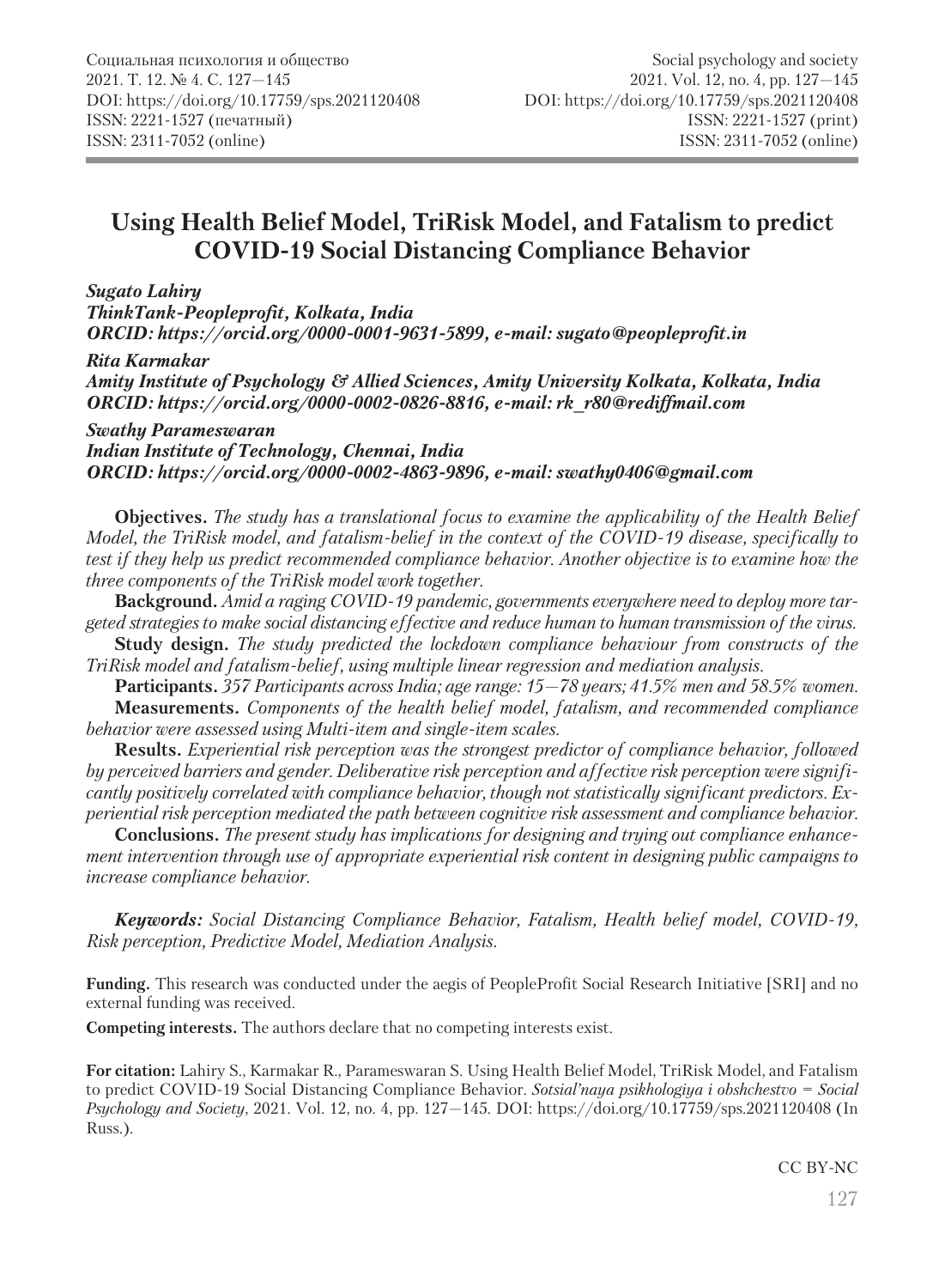# Using Health Belief Model, TriRisk Model, and Fatalism to predict COVID-19 Social Distancing Compliance Behavior

***Sugato Lahiry***
***ThinkTank-Peopleprofit, Kolkata, India***
***ORCID: https://orcid.org/0000-0001-9631-5899, e-mail: sugato@peopleprofit.in***

***Rita Karmakar***
***Amity Institute of Psychology & Allied Sciences, Amity University Kolkata, Kolkata, India***
***ORCID: https://orcid.org/0000-0002-0826-8816, e-mail: rk_r80@rediffmail.com***

***Swathy Parameswaran***
***Indian Institute of Technology, Chennai, India***
***ORCID: https://orcid.org/0000-0002-4863-9896, e-mail: swathy0406@gmail.com***

**Objectives.** *The study has a translational focus to examine the applicability of the Health Belief Model, the TriRisk model, and fatalism-belief in the context of the COVID-19 disease, specifically to test if they help us predict recommended compliance behavior. Another objective is to examine how the three components of the TriRisk model work together.*

**Background.** *Amid a raging COVID-19 pandemic, governments everywhere need to deploy more targeted strategies to make social distancing effective and reduce human to human transmission of the virus.*

**Study design.** *The study predicted the lockdown compliance behaviour from constructs of the TriRisk model and fatalism-belief, using multiple linear regression and mediation analysis.*

**Participants.** *357 Participants across India; age range: 15—78 years; 41.5% men and 58.5% women.*

**Measurements.** *Components of the health belief model, fatalism, and recommended compliance behavior were assessed using Multi-item and single-item scales.*

**Results.** *Experiential risk perception was the strongest predictor of compliance behavior, followed by perceived barriers and gender. Deliberative risk perception and affective risk perception were significantly positively correlated with compliance behavior, though not statistically significant predictors. Experiential risk perception mediated the path between cognitive risk assessment and compliance behavior.*

**Conclusions.** *The present study has implications for designing and trying out compliance enhancement intervention through use of appropriate experiential risk content in designing public campaigns to increase compliance behavior.*

***Keywords:*** *Social Distancing Compliance Behavior, Fatalism, Health belief model, COVID-19, Risk perception, Predictive Model, Mediation Analysis.*

**Funding.** This research was conducted under the aegis of PeopleProfit Social Research Initiative [SRI] and no external funding was received.

**Competing interests.** The authors declare that no competing interests exist.

**For citation:** Lahiry S., Karmakar R., Parameswaran S. Using Health Belief Model, TriRisk Model, and Fatalism to predict COVID-19 Social Distancing Compliance Behavior. *Sotsial'naya psikhologiya i obshchestvo = Social Psychology and Society*, 2021. Vol. 12, no. 4, pp. 127—145. DOI: https://doi.org/10.17759/sps.2021120408 (In Russ.).

CC BY-NC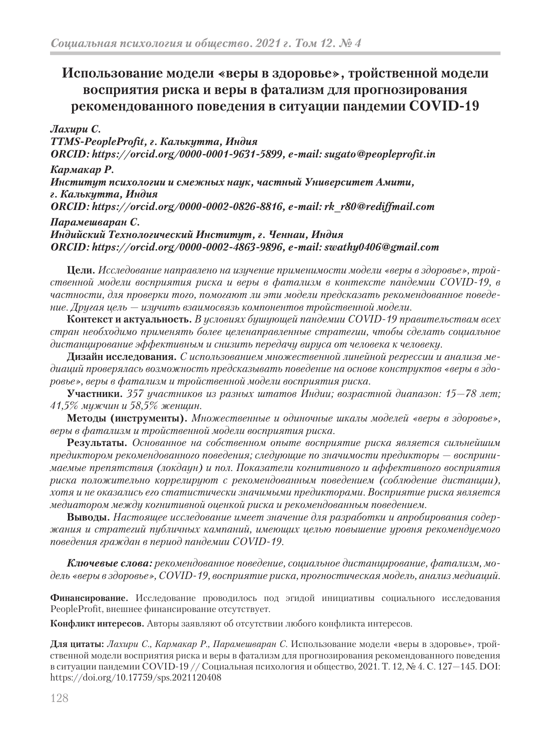# Использование модели «веры в здоровье», тройственной модели восприятия риска и веры в фатализм для прогнозирования рекомендованного поведения в ситуации пандемии COVID-19

***Лахири С.***
***TTMS-PeopleProfit, г. Калькутта, Индия***
***ORCID: https://orcid.org/0000-0001-9631-5899, e-mail: sugato@peopleprofit.in***

***Кармакар Р.***
***Институт психологии и смежных наук, частный Университет Амити, г. Калькутта, Индия***
***ORCID: https://orcid.org/0000-0002-0826-8816, e-mail: rk_r80@rediffmail.com***

***Парамешваран С.***
***Индийский Технологический Институт, г. Ченнаи, Индия***
***ORCID: https://orcid.org/0000-0002-4863-9896, e-mail: swathy0406@gmail.com***

**Цели.** *Исследование направлено на изучение применимости модели «веры в здоровье», тройственной модели восприятия риска и веры в фатализм в контексте пандемии COVID-19, в частности, для проверки того, помогают ли эти модели предсказать рекомендованное поведение. Другая цель — изучить взаимосвязь компонентов тройственной модели.*

**Контекст и актуальность.** *В условиях бушующей пандемии COVID-19 правительствам всех стран необходимо применять более целенаправленные стратегии, чтобы сделать социальное дистанцирование эффективным и снизить передачу вируса от человека к человеку.*

**Дизайн исследования.** *С использованием множественной линейной регрессии и анализа медиаций проверялась возможность предсказывать поведение на основе конструктов «веры в здоровье», веры в фатализм и тройственной модели восприятия риска.*

**Участники.** *357 участников из разных штатов Индии; возрастной диапазон: 15—78 лет; 41,5% мужчин и 58,5% женщин.*

**Методы (инструменты).** *Множественные и одиночные шкалы моделей «веры в здоровье», веры в фатализм и тройственной модели восприятия риска.*

**Результаты.** *Основанное на собственном опыте восприятие риска является сильнейшим предиктором рекомендованного поведения; следующие по значимости предикторы — воспринимаемые препятствия (локдаун) и пол. Показатели когнитивного и аффективного восприятия риска положительно коррелируют с рекомендованным поведением (соблюдение дистанции), хотя и не оказались его статистически значимыми предикторами. Восприятие риска является медиатором между когнитивной оценкой риска и рекомендованным поведением.*

**Выводы.** *Настоящее исследование имеет значение для разработки и апробирования содержания и стратегий публичных кампаний, имеющих целью повышение уровня рекомендуемого поведения граждан в период пандемии COVID-19.*

***Ключевые слова:*** *рекомендованное поведение, социальное дистанцирование, фатализм, модель «веры в здоровье», COVID-19, восприятие риска, прогностическая модель, анализ медиаций.*

**Финансирование.** Исследование проводилось под эгидой инициативы социального исследования PeopleProfit, внешнее финансирование отсутствует.

**Конфликт интересов.** Авторы заявляют об отсутствии любого конфликта интересов.

**Для цитаты:** *Лахири С., Кармакар Р., Парамешваран С.* Использование модели «веры в здоровье», тройственной модели восприятия риска и веры в фатализм для прогнозирования рекомендованного поведения в ситуации пандемии COVID-19 // Социальная психология и общество, 2021. Т. 12, № 4. С. 127—145. DOI: https://doi.org/10.17759/sps.2021120408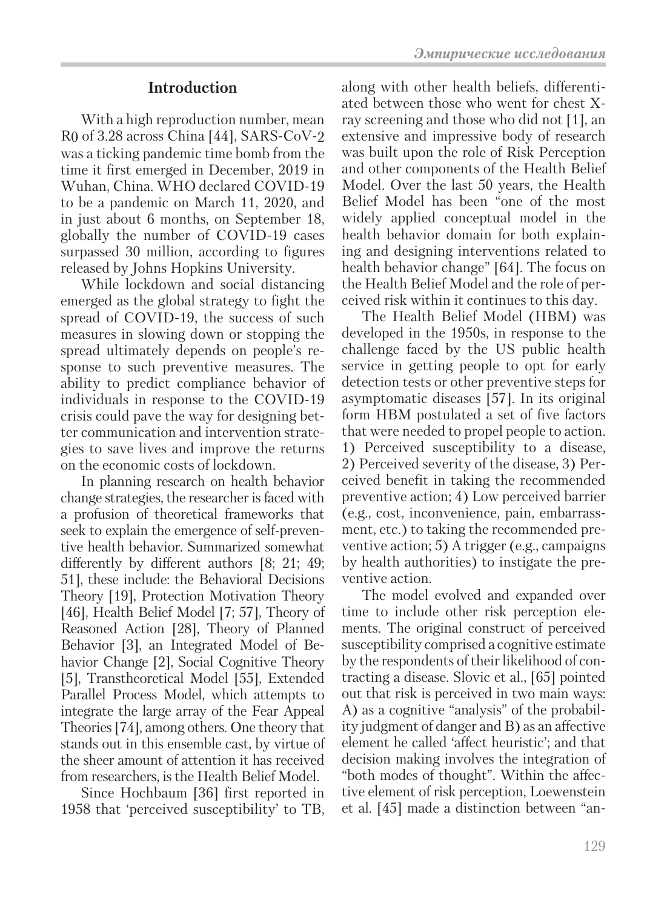## Introduction

With a high reproduction number, mean R0 of 3.28 across China [44], SARS-CoV-2 was a ticking pandemic time bomb from the time it first emerged in December, 2019 in Wuhan, China. WHO declared COVID-19 to be a pandemic on March 11, 2020, and in just about 6 months, on September 18, globally the number of COVID-19 cases surpassed 30 million, according to figures released by Johns Hopkins University.

While lockdown and social distancing emerged as the global strategy to fight the spread of COVID-19, the success of such measures in slowing down or stopping the spread ultimately depends on people's response to such preventive measures. The ability to predict compliance behavior of individuals in response to the COVID-19 crisis could pave the way for designing better communication and intervention strategies to save lives and improve the returns on the economic costs of lockdown.

In planning research on health behavior change strategies, the researcher is faced with a profusion of theoretical frameworks that seek to explain the emergence of self-preventive health behavior. Summarized somewhat differently by different authors [8; 21; 49; 51], these include: the Behavioral Decisions Theory [19], Protection Motivation Theory [46], Health Belief Model [7; 57], Theory of Reasoned Action [28], Theory of Planned Behavior [3], an Integrated Model of Behavior Change [2], Social Cognitive Theory [5], Transtheoretical Model [55], Extended Parallel Process Model, which attempts to integrate the large array of the Fear Appeal Theories [74], among others. One theory that stands out in this ensemble cast, by virtue of the sheer amount of attention it has received from researchers, is the Health Belief Model.

Since Hochbaum [36] first reported in 1958 that 'perceived susceptibility' to TB, along with other health beliefs, differentiated between those who went for chest X-ray screening and those who did not [1], an extensive and impressive body of research was built upon the role of Risk Perception and other components of the Health Belief Model. Over the last 50 years, the Health Belief Model has been "one of the most widely applied conceptual model in the health behavior domain for both explaining and designing interventions related to health behavior change" [64]. The focus on the Health Belief Model and the role of perceived risk within it continues to this day.

The Health Belief Model (HBM) was developed in the 1950s, in response to the challenge faced by the US public health service in getting people to opt for early detection tests or other preventive steps for asymptomatic diseases [57]. In its original form HBM postulated a set of five factors that were needed to propel people to action. 1) Perceived susceptibility to a disease, 2) Perceived severity of the disease, 3) Perceived benefit in taking the recommended preventive action; 4) Low perceived barrier (e.g., cost, inconvenience, pain, embarrassment, etc.) to taking the recommended preventive action; 5) A trigger (e.g., campaigns by health authorities) to instigate the preventive action.

The model evolved and expanded over time to include other risk perception elements. The original construct of perceived susceptibility comprised a cognitive estimate by the respondents of their likelihood of contracting a disease. Slovic et al., [65] pointed out that risk is perceived in two main ways: A) as a cognitive "analysis" of the probability judgment of danger and B) as an affective element he called 'affect heuristic'; and that decision making involves the integration of "both modes of thought". Within the affective element of risk perception, Loewenstein et al. [45] made a distinction between "an-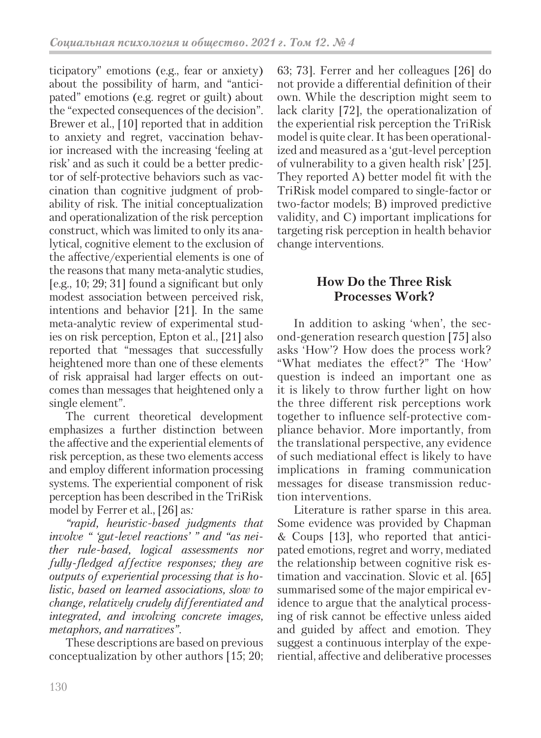ticipatory" emotions (e.g., fear or anxiety) about the possibility of harm, and "anticipated" emotions (e.g. regret or guilt) about the "expected consequences of the decision". Brewer et al., [10] reported that in addition to anxiety and regret, vaccination behavior increased with the increasing 'feeling at risk' and as such it could be a better predictor of self-protective behaviors such as vaccination than cognitive judgment of probability of risk. The initial conceptualization and operationalization of the risk perception construct, which was limited to only its analytical, cognitive element to the exclusion of the affective/experiential elements is one of the reasons that many meta-analytic studies, [e.g., 10; 29; 31] found a significant but only modest association between perceived risk, intentions and behavior [21]. In the same meta-analytic review of experimental studies on risk perception, Epton et al., [21] also reported that "messages that successfully heightened more than one of these elements of risk appraisal had larger effects on outcomes than messages that heightened only a single element".

The current theoretical development emphasizes a further distinction between the affective and the experiential elements of risk perception, as these two elements access and employ different information processing systems. The experiential component of risk perception has been described in the TriRisk model by Ferrer et al., [26] as:

*"rapid, heuristic-based judgments that involve " 'gut-level reactions' " and "as neither rule-based, logical assessments nor fully-fledged affective responses; they are outputs of experiential processing that is holistic, based on learned associations, slow to change, relatively crudely differentiated and integrated, and involving concrete images, metaphors, and narratives".*

These descriptions are based on previous conceptualization by other authors [15; 20; 63; 73]. Ferrer and her colleagues [26] do not provide a differential definition of their own. While the description might seem to lack clarity [72], the operationalization of the experiential risk perception the TriRisk model is quite clear. It has been operationalized and measured as a 'gut-level perception of vulnerability to a given health risk' [25]. They reported A) better model fit with the TriRisk model compared to single-factor or two-factor models; B) improved predictive validity, and C) important implications for targeting risk perception in health behavior change interventions.

## How Do the Three Risk Processes Work?

In addition to asking 'when', the second-generation research question [75] also asks 'How'? How does the process work? "What mediates the effect?" The 'How' question is indeed an important one as it is likely to throw further light on how the three different risk perceptions work together to influence self-protective compliance behavior. More importantly, from the translational perspective, any evidence of such mediational effect is likely to have implications in framing communication messages for disease transmission reduction interventions.

Literature is rather sparse in this area. Some evidence was provided by Chapman & Coups [13], who reported that anticipated emotions, regret and worry, mediated the relationship between cognitive risk estimation and vaccination. Slovic et al. [65] summarised some of the major empirical evidence to argue that the analytical processing of risk cannot be effective unless aided and guided by affect and emotion. They suggest a continuous interplay of the experiential, affective and deliberative processes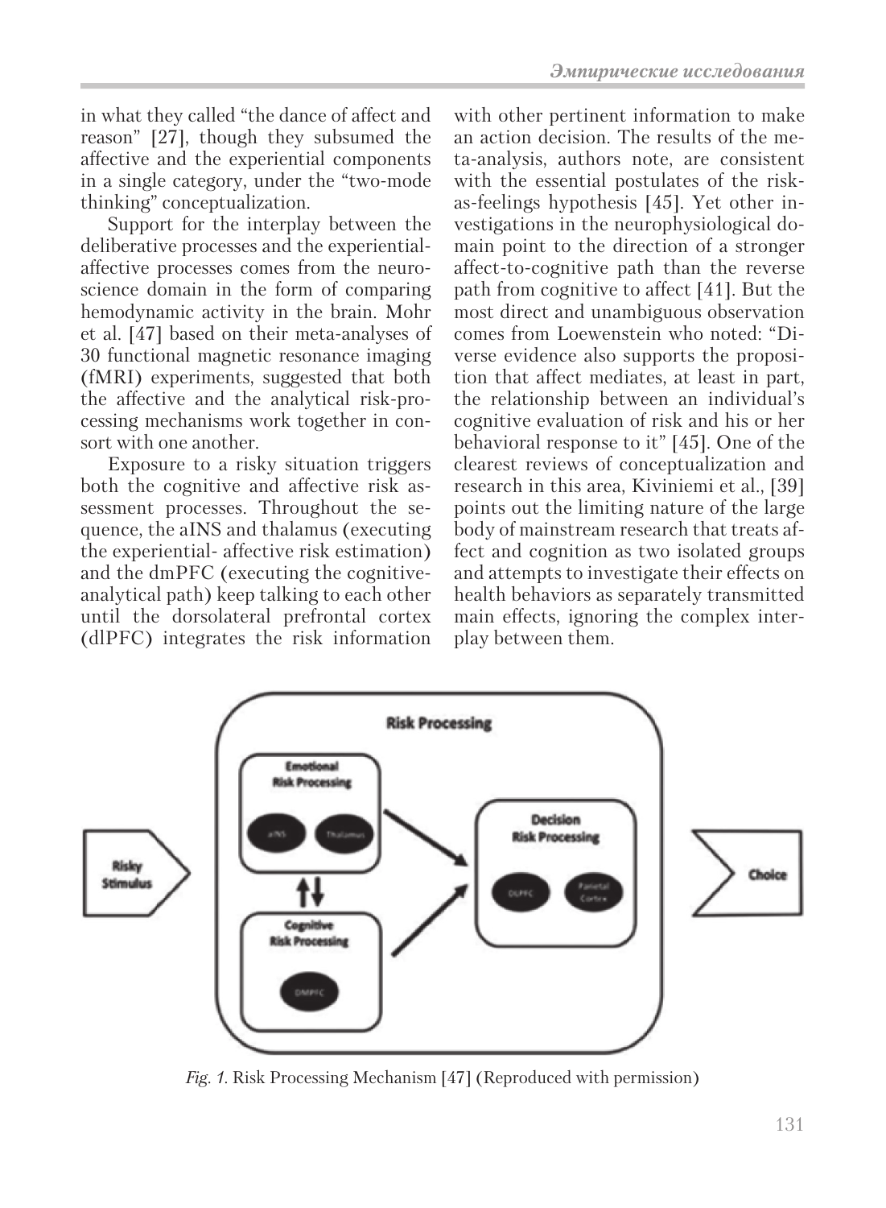in what they called "the dance of affect and reason" [27], though they subsumed the affective and the experiential components in a single category, under the "two-mode thinking" conceptualization.

Support for the interplay between the deliberative processes and the experiential-affective processes comes from the neuroscience domain in the form of comparing hemodynamic activity in the brain. Mohr et al. [47] based on their meta-analyses of 30 functional magnetic resonance imaging (fMRI) experiments, suggested that both the affective and the analytical risk-processing mechanisms work together in consort with one another.

Exposure to a risky situation triggers both the cognitive and affective risk assessment processes. Throughout the sequence, the aINS and thalamus (executing the experiential- affective risk estimation) and the dmPFC (executing the cognitive-analytical path) keep talking to each other until the dorsolateral prefrontal cortex (dlPFC) integrates the risk information with other pertinent information to make an action decision. The results of the meta-analysis, authors note, are consistent with the essential postulates of the risk-as-feelings hypothesis [45]. Yet other investigations in the neurophysiological domain point to the direction of a stronger affect-to-cognitive path than the reverse path from cognitive to affect [41]. But the most direct and unambiguous observation comes from Loewenstein who noted: "Diverse evidence also supports the proposition that affect mediates, at least in part, the relationship between an individual's cognitive evaluation of risk and his or her behavioral response to it" [45]. One of the clearest reviews of conceptualization and research in this area, Kiviniemi et al., [39] points out the limiting nature of the large body of mainstream research that treats affect and cognition as two isolated groups and attempts to investigate their effects on health behaviors as separately transmitted main effects, ignoring the complex interplay between them.

*Fig. 1.* Risk Processing Mechanism [47] (Reproduced with permission)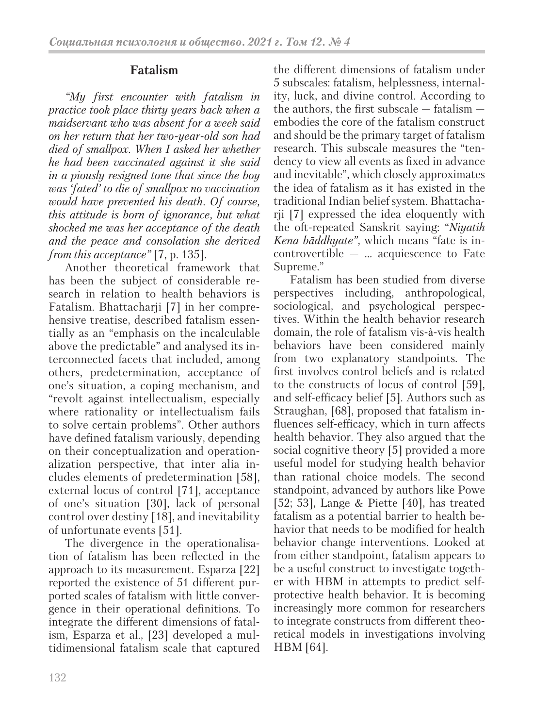## Fatalism

*"My first encounter with fatalism in practice took place thirty years back when a maidservant who was absent for a week said on her return that her two-year-old son had died of smallpox. When I asked her whether he had been vaccinated against it she said in a piously resigned tone that since the boy was 'fated' to die of smallpox no vaccination would have prevented his death. Of course, this attitude is born of ignorance, but what shocked me was her acceptance of the death and the peace and consolation she derived from this acceptance"* [7, p. 135].

Another theoretical framework that has been the subject of considerable research in relation to health behaviors is Fatalism. Bhattacharji [7] in her comprehensive treatise, described fatalism essentially as an "emphasis on the incalculable above the predictable" and analysed its interconnected facets that included, among others, predetermination, acceptance of one's situation, a coping mechanism, and "revolt against intellectualism, especially where rationality or intellectualism fails to solve certain problems". Other authors have defined fatalism variously, depending on their conceptualization and operationalization perspective, that inter alia includes elements of predetermination [58], external locus of control [71], acceptance of one's situation [30], lack of personal control over destiny [18], and inevitability of unfortunate events [51].

The divergence in the operationalisation of fatalism has been reflected in the approach to its measurement. Esparza [22] reported the existence of 51 different purported scales of fatalism with little convergence in their operational definitions. To integrate the different dimensions of fatalism, Esparza et al., [23] developed a multidimensional fatalism scale that captured the different dimensions of fatalism under 5 subscales: fatalism, helplessness, internality, luck, and divine control. According to the authors, the first subscale — fatalism — embodies the core of the fatalism construct and should be the primary target of fatalism research. This subscale measures the "tendency to view all events as fixed in advance and inevitable", which closely approximates the idea of fatalism as it has existed in the traditional Indian belief system. Bhattacharji [7] expressed the idea eloquently with the oft-repeated Sanskrit saying: "*Niyatih Kena bāddhyate*", which means "fate is incontrovertible — ... acquiescence to Fate Supreme."

Fatalism has been studied from diverse perspectives including, anthropological, sociological, and psychological perspectives. Within the health behavior research domain, the role of fatalism vis-à-vis health behaviors have been considered mainly from two explanatory standpoints. The first involves control beliefs and is related to the constructs of locus of control [59], and self-efficacy belief [5]. Authors such as Straughan, [68], proposed that fatalism influences self-efficacy, which in turn affects health behavior. They also argued that the social cognitive theory [5] provided a more useful model for studying health behavior than rational choice models. The second standpoint, advanced by authors like Powe [52; 53], Lange & Piette [40], has treated fatalism as a potential barrier to health behavior that needs to be modified for health behavior change interventions. Looked at from either standpoint, fatalism appears to be a useful construct to investigate together with HBM in attempts to predict self-protective health behavior. It is becoming increasingly more common for researchers to integrate constructs from different theoretical models in investigations involving HBM [64].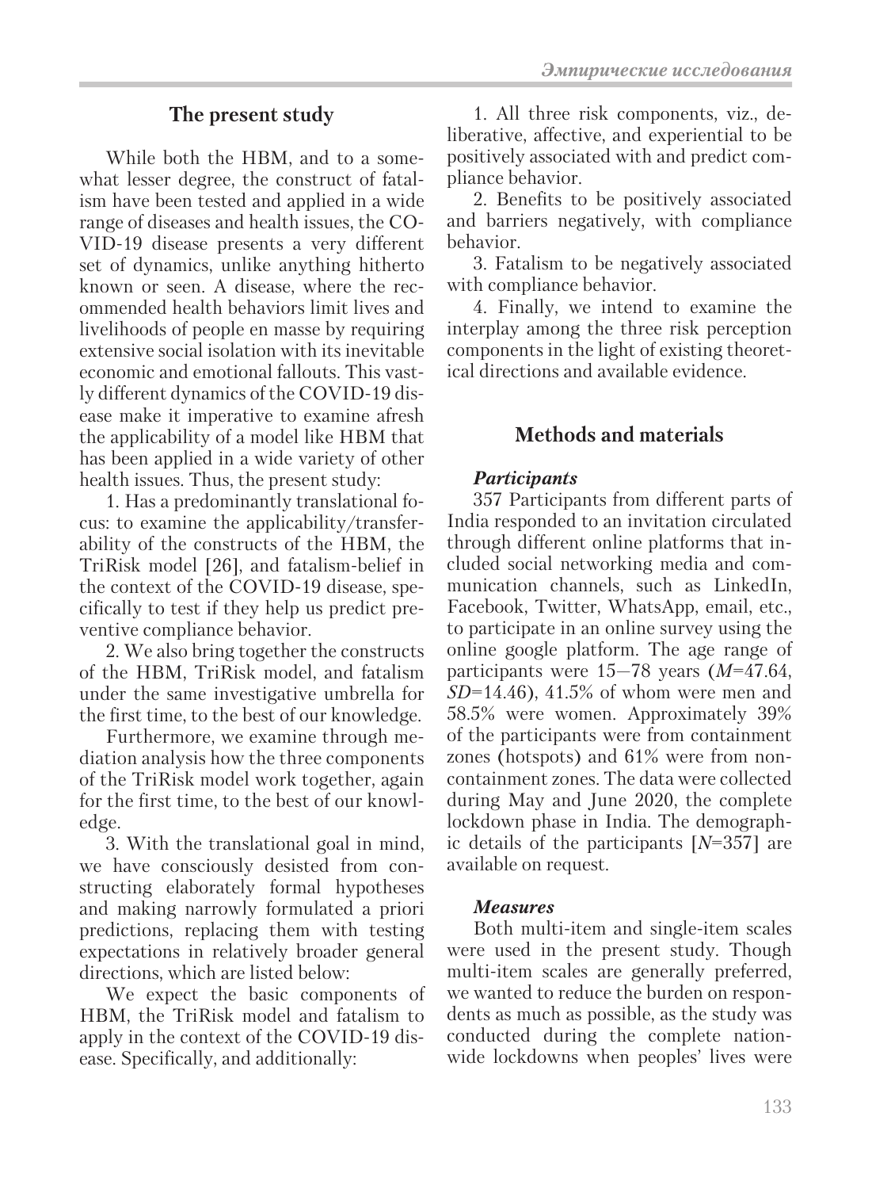## The present study

While both the HBM, and to a somewhat lesser degree, the construct of fatalism have been tested and applied in a wide range of diseases and health issues, the COVID-19 disease presents a very different set of dynamics, unlike anything hitherto known or seen. A disease, where the recommended health behaviors limit lives and livelihoods of people en masse by requiring extensive social isolation with its inevitable economic and emotional fallouts. This vastly different dynamics of the COVID-19 disease make it imperative to examine afresh the applicability of a model like HBM that has been applied in a wide variety of other health issues. Thus, the present study:

1. Has a predominantly translational focus: to examine the applicability/transferability of the constructs of the HBM, the TriRisk model [26], and fatalism-belief in the context of the COVID-19 disease, specifically to test if they help us predict preventive compliance behavior.

2. We also bring together the constructs of the HBM, TriRisk model, and fatalism under the same investigative umbrella for the first time, to the best of our knowledge.

Furthermore, we examine through mediation analysis how the three components of the TriRisk model work together, again for the first time, to the best of our knowledge.

3. With the translational goal in mind, we have consciously desisted from constructing elaborately formal hypotheses and making narrowly formulated a priori predictions, replacing them with testing expectations in relatively broader general directions, which are listed below:

We expect the basic components of HBM, the TriRisk model and fatalism to apply in the context of the COVID-19 disease. Specifically, and additionally:

1. All three risk components, viz., deliberative, affective, and experiential to be positively associated with and predict compliance behavior.

2. Benefits to be positively associated and barriers negatively, with compliance behavior.

3. Fatalism to be negatively associated with compliance behavior.

4. Finally, we intend to examine the interplay among the three risk perception components in the light of existing theoretical directions and available evidence.

## Methods and materials

### *Participants*

357 Participants from different parts of India responded to an invitation circulated through different online platforms that included social networking media and communication channels, such as LinkedIn, Facebook, Twitter, WhatsApp, email, etc., to participate in an online survey using the online google platform. The age range of participants were 15–78 years ($M$=47.64, $SD$=14.46), 41.5% of whom were men and 58.5% were women. Approximately 39% of the participants were from containment zones (hotspots) and 61% were from non-containment zones. The data were collected during May and June 2020, the complete lockdown phase in India. The demographic details of the participants [$N$=357] are available on request.

### *Measures*

Both multi-item and single-item scales were used in the present study. Though multi-item scales are generally preferred, we wanted to reduce the burden on respondents as much as possible, as the study was conducted during the complete nationwide lockdowns when peoples' lives were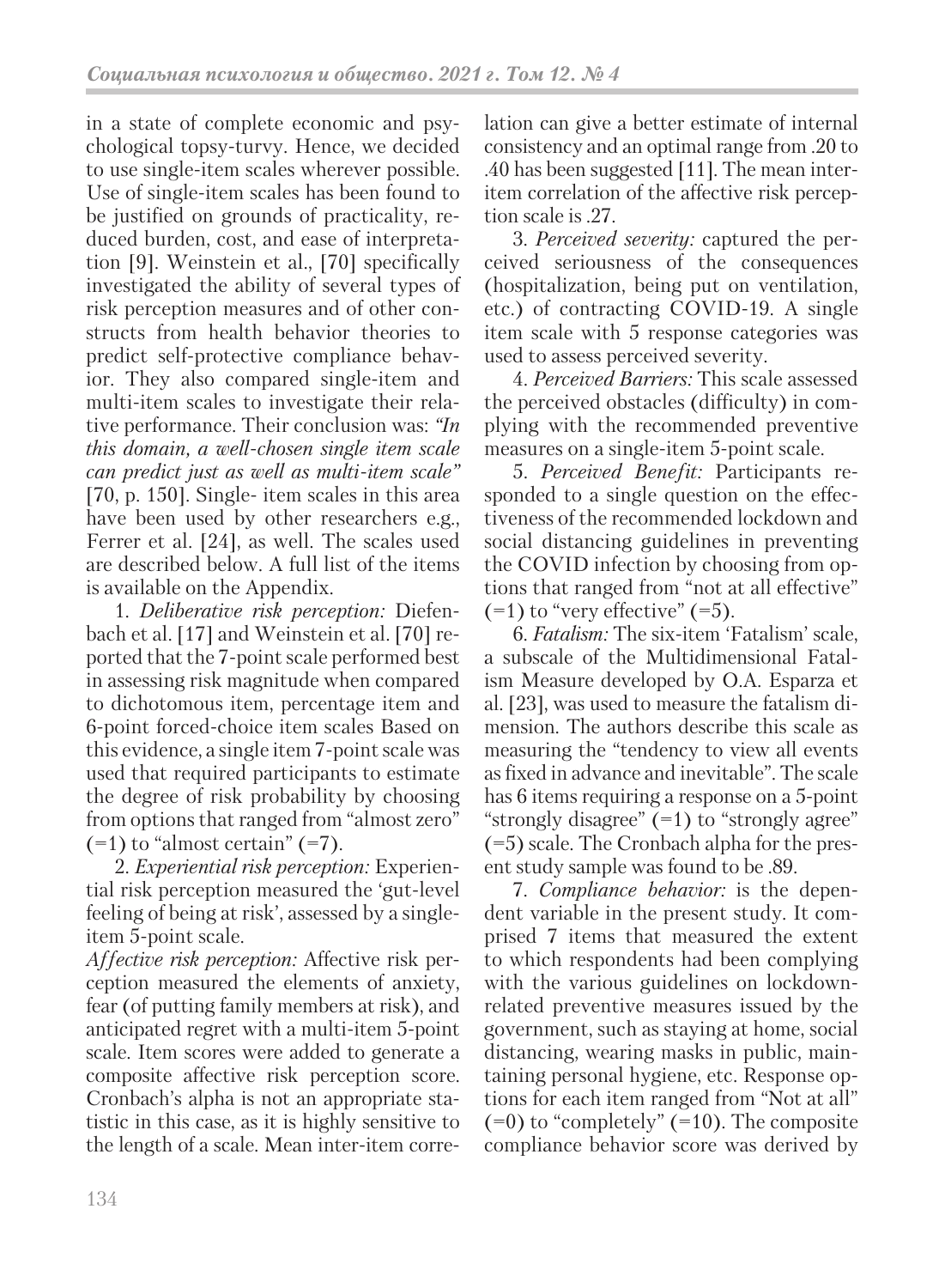in a state of complete economic and psychological topsy-turvy. Hence, we decided to use single-item scales wherever possible. Use of single-item scales has been found to be justified on grounds of practicality, reduced burden, cost, and ease of interpretation [9]. Weinstein et al., [70] specifically investigated the ability of several types of risk perception measures and of other constructs from health behavior theories to predict self-protective compliance behavior. They also compared single-item and multi-item scales to investigate their relative performance. Their conclusion was: *"In this domain, a well-chosen single item scale can predict just as well as multi-item scale"* [70, p. 150]. Single- item scales in this area have been used by other researchers e.g., Ferrer et al. [24], as well. The scales used are described below. A full list of the items is available on the Appendix.

1. *Deliberative risk perception:* Diefenbach et al. [17] and Weinstein et al. [70] reported that the 7-point scale performed best in assessing risk magnitude when compared to dichotomous item, percentage item and 6-point forced-choice item scales Based on this evidence, a single item 7-point scale was used that required participants to estimate the degree of risk probability by choosing from options that ranged from "almost zero" (=1) to "almost certain" (=7).

2. *Experiential risk perception:* Experiential risk perception measured the 'gut-level feeling of being at risk', assessed by a single-item 5-point scale.

*Affective risk perception:* Affective risk perception measured the elements of anxiety, fear (of putting family members at risk), and anticipated regret with a multi-item 5-point scale. Item scores were added to generate a composite affective risk perception score. Cronbach's alpha is not an appropriate statistic in this case, as it is highly sensitive to the length of a scale. Mean inter-item correlation can give a better estimate of internal consistency and an optimal range from .20 to .40 has been suggested [11]. The mean inter-item correlation of the affective risk perception scale is .27.

3. *Perceived severity:* captured the perceived seriousness of the consequences (hospitalization, being put on ventilation, etc.) of contracting COVID-19. A single item scale with 5 response categories was used to assess perceived severity.

4. *Perceived Barriers:* This scale assessed the perceived obstacles (difficulty) in complying with the recommended preventive measures on a single-item 5-point scale.

5. *Perceived Benefit:* Participants responded to a single question on the effectiveness of the recommended lockdown and social distancing guidelines in preventing the COVID infection by choosing from options that ranged from "not at all effective" (=1) to "very effective" (=5).

6. *Fatalism:* The six-item 'Fatalism' scale, a subscale of the Multidimensional Fatalism Measure developed by O.A. Esparza et al. [23], was used to measure the fatalism dimension. The authors describe this scale as measuring the "tendency to view all events as fixed in advance and inevitable". The scale has 6 items requiring a response on a 5-point "strongly disagree" (=1) to "strongly agree" (=5) scale. The Cronbach alpha for the present study sample was found to be .89.

7. *Compliance behavior:* is the dependent variable in the present study. It comprised 7 items that measured the extent to which respondents had been complying with the various guidelines on lockdown-related preventive measures issued by the government, such as staying at home, social distancing, wearing masks in public, maintaining personal hygiene, etc. Response options for each item ranged from "Not at all" (=0) to "completely" (=10). The composite compliance behavior score was derived by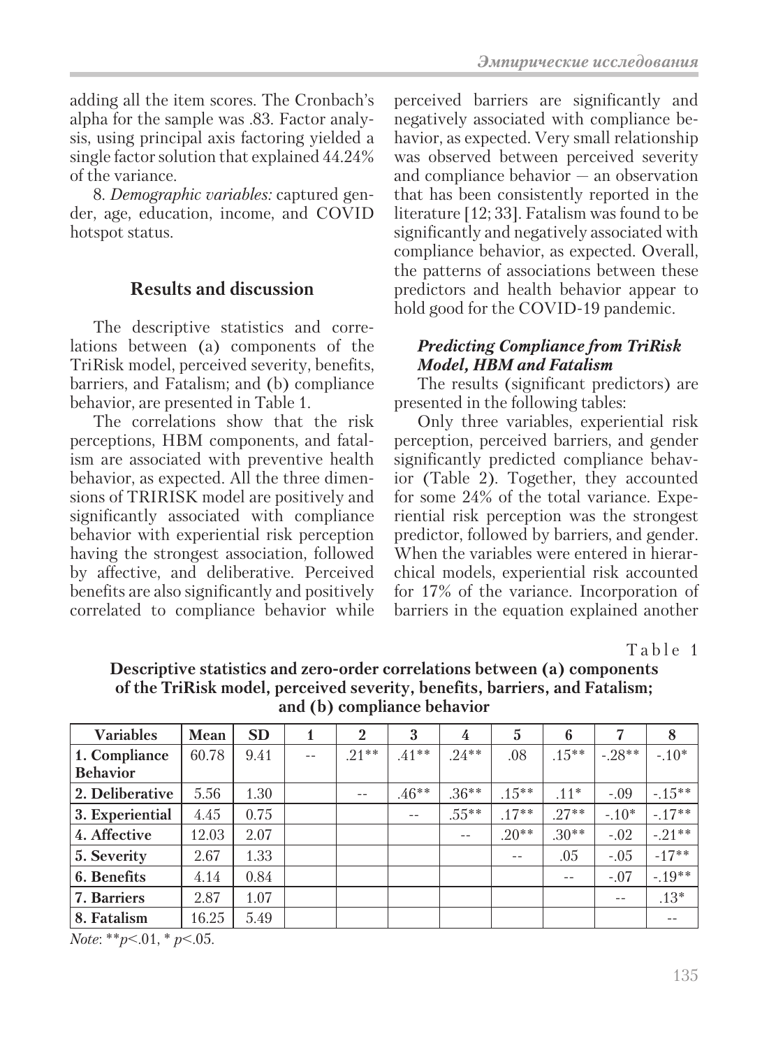adding all the item scores. The Cronbach's alpha for the sample was .83. Factor analysis, using principal axis factoring yielded a single factor solution that explained 44.24% of the variance.

8. *Demographic variables:* captured gender, age, education, income, and COVID hotspot status.

## Results and discussion

The descriptive statistics and correlations between (a) components of the TriRisk model, perceived severity, benefits, barriers, and Fatalism; and (b) compliance behavior, are presented in Table 1.

The correlations show that the risk perceptions, HBM components, and fatalism are associated with preventive health behavior, as expected. All the three dimensions of TRIRISK model are positively and significantly associated with compliance behavior with experiential risk perception having the strongest association, followed by affective, and deliberative. Perceived benefits are also significantly and positively correlated to compliance behavior while perceived barriers are significantly and negatively associated with compliance behavior, as expected. Very small relationship was observed between perceived severity and compliance behavior — an observation that has been consistently reported in the literature [12; 33]. Fatalism was found to be significantly and negatively associated with compliance behavior, as expected. Overall, the patterns of associations between these predictors and health behavior appear to hold good for the COVID-19 pandemic.

### *Predicting Compliance from TriRisk Model, HBM and Fatalism*

The results (significant predictors) are presented in the following tables:

Only three variables, experiential risk perception, perceived barriers, and gender significantly predicted compliance behavior (Table 2). Together, they accounted for some 24% of the total variance. Experiential risk perception was the strongest predictor, followed by barriers, and gender. When the variables were entered in hierarchical models, experiential risk accounted for 17% of the variance. Incorporation of barriers in the equation explained another

Table 1

**Descriptive statistics and zero-order correlations between (a) components of the TriRisk model, perceived severity, benefits, barriers, and Fatalism; and (b) compliance behavior**

| Variables | Mean | SD | 1 | 2 | 3 | 4 | 5 | 6 | 7 | 8 |
|---|---|---|---|---|---|---|---|---|---|---|
| 1. Compliance Behavior | 60.78 | 9.41 | -- | .21** | .41** | .24** | .08 | .15** | -.28** | -.10* |
| 2. Deliberative | 5.56 | 1.30 | | -- | .46** | .36** | .15** | .11* | -.09 | -.15** |
| 3. Experiential | 4.45 | 0.75 | | | -- | .55** | .17** | .27** | -.10* | -.17** |
| 4. Affective | 12.03 | 2.07 | | | | -- | .20** | .30** | -.02 | -.21** |
| 5. Severity | 2.67 | 1.33 | | | | | -- | .05 | -.05 | -17** |
| 6. Benefits | 4.14 | 0.84 | | | | | | -- | -.07 | -.19** |
| 7. Barriers | 2.87 | 1.07 | | | | | | | -- | .13* |
| 8. Fatalism | 16.25 | 5.49 | | | | | | | | -- |

*Note*: $^{**}p<.01$, $^{*}p<.05$.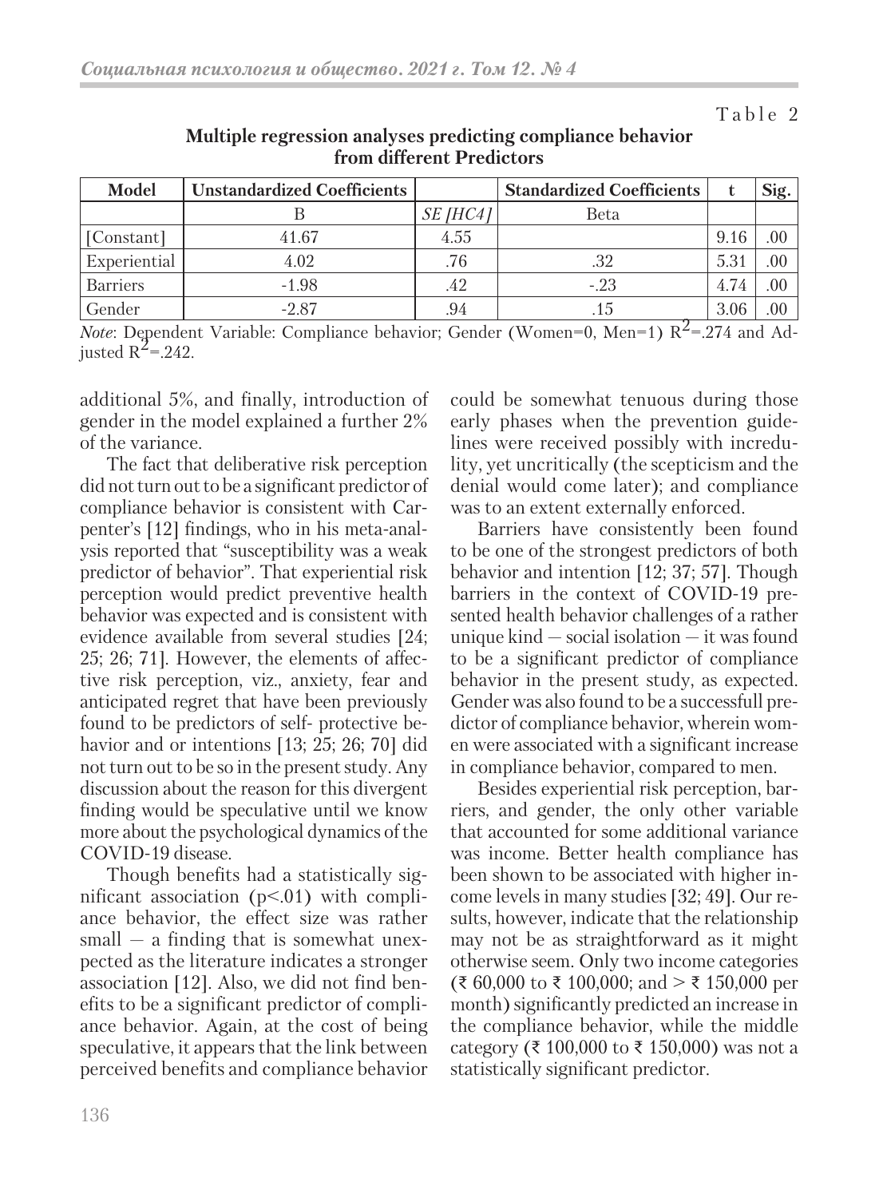Table 2

**Multiple regression analyses predicting compliance behavior from different Predictors**

| Model | Unstandardized Coefficients | | Standardized Coefficients | t | Sig. |
|---|---|---|---|---|---|
| | B | *SE [HC4]* | Beta | | |
| [Constant] | 41.67 | 4.55 | | 9.16 | .00 |
| Experiential | 4.02 | .76 | .32 | 5.31 | .00 |
| Barriers | -1.98 | .42 | -.23 | 4.74 | .00 |
| Gender | -2.87 | .94 | .15 | 3.06 | .00 |

*Note*: Dependent Variable: Compliance behavior; Gender (Women=0, Men=1) $R^2$=.274 and Adjusted $R^2$=.242.

additional 5%, and finally, introduction of gender in the model explained a further 2% of the variance.

The fact that deliberative risk perception did not turn out to be a significant predictor of compliance behavior is consistent with Carpenter's [12] findings, who in his meta-analysis reported that "susceptibility was a weak predictor of behavior". That experiential risk perception would predict preventive health behavior was expected and is consistent with evidence available from several studies [24; 25; 26; 71]. However, the elements of affective risk perception, viz., anxiety, fear and anticipated regret that have been previously found to be predictors of self- protective behavior and or intentions [13; 25; 26; 70] did not turn out to be so in the present study. Any discussion about the reason for this divergent finding would be speculative until we know more about the psychological dynamics of the COVID-19 disease.

Though benefits had a statistically significant association ($p<.01$) with compliance behavior, the effect size was rather small — a finding that is somewhat unexpected as the literature indicates a stronger association [12]. Also, we did not find benefits to be a significant predictor of compliance behavior. Again, at the cost of being speculative, it appears that the link between perceived benefits and compliance behavior could be somewhat tenuous during those early phases when the prevention guidelines were received possibly with incredulity, yet uncritically (the scepticism and the denial would come later); and compliance was to an extent externally enforced.

Barriers have consistently been found to be one of the strongest predictors of both behavior and intention [12; 37; 57]. Though barriers in the context of COVID-19 presented health behavior challenges of a rather unique kind — social isolation — it was found to be a significant predictor of compliance behavior in the present study, as expected. Gender was also found to be a successfull predictor of compliance behavior, wherein women were associated with a significant increase in compliance behavior, compared to men.

Besides experiential risk perception, barriers, and gender, the only other variable that accounted for some additional variance was income. Better health compliance has been shown to be associated with higher income levels in many studies [32; 49]. Our results, however, indicate that the relationship may not be as straightforward as it might otherwise seem. Only two income categories (₹ 60,000 to ₹ 100,000; and > ₹ 150,000 per month) significantly predicted an increase in the compliance behavior, while the middle category (₹ 100,000 to ₹ 150,000) was not a statistically significant predictor.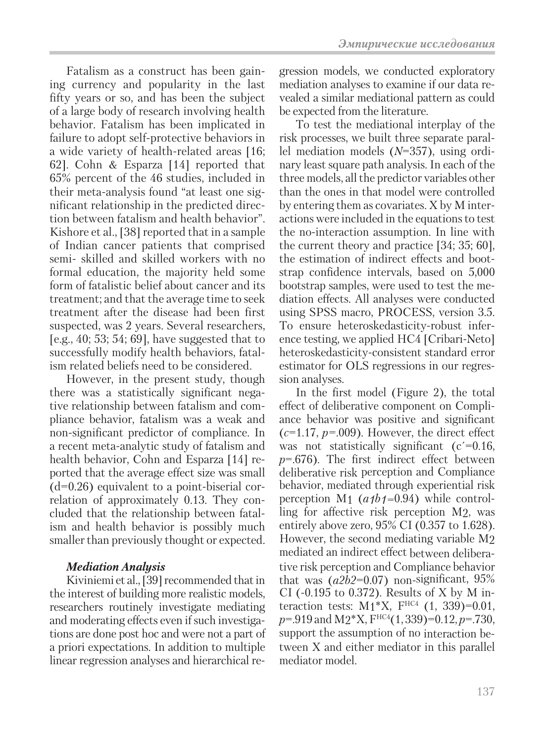Fatalism as a construct has been gaining currency and popularity in the last fifty years or so, and has been the subject of a large body of research involving health behavior. Fatalism has been implicated in failure to adopt self-protective behaviors in a wide variety of health-related areas [16; 62]. Cohn & Esparza [14] reported that 65% percent of the 46 studies, included in their meta-analysis found "at least one significant relationship in the predicted direction between fatalism and health behavior". Kishore et al., [38] reported that in a sample of Indian cancer patients that comprised semi- skilled and skilled workers with no formal education, the majority held some form of fatalistic belief about cancer and its treatment; and that the average time to seek treatment after the disease had been first suspected, was 2 years. Several researchers, [e.g., 40; 53; 54; 69], have suggested that to successfully modify health behaviors, fatalism related beliefs need to be considered.

However, in the present study, though there was a statistically significant negative relationship between fatalism and compliance behavior, fatalism was a weak and non-significant predictor of compliance. In a recent meta-analytic study of fatalism and health behavior, Cohn and Esparza [14] reported that the average effect size was small (d=0.26) equivalent to a point-biserial correlation of approximately 0.13. They concluded that the relationship between fatalism and health behavior is possibly much smaller than previously thought or expected.

### *Mediation Analysis*

Kiviniemi et al., [39] recommended that in the interest of building more realistic models, researchers routinely investigate mediating and moderating effects even if such investigations are done post hoc and were not a part of a priori expectations. In addition to multiple linear regression analyses and hierarchical regression models, we conducted exploratory mediation analyses to examine if our data revealed a similar mediational pattern as could be expected from the literature.

To test the mediational interplay of the risk processes, we built three separate parallel mediation models ($N$=357), using ordinary least square path analysis. In each of the three models, all the predictor variables other than the ones in that model were controlled by entering them as covariates. X by M interactions were included in the equations to test the no-interaction assumption. In line with the current theory and practice [34; 35; 60], the estimation of indirect effects and bootstrap confidence intervals, based on 5,000 bootstrap samples, were used to test the mediation effects. All analyses were conducted using SPSS macro, PROCESS, version 3.5. To ensure heteroskedasticity-robust inference testing, we applied HC4 [Cribari-Neto] heteroskedasticity-consistent standard error estimator for OLS regressions in our regression analyses.

In the first model (Figure 2), the total effect of deliberative component on Compliance behavior was positive and significant ($c$=1.17, $p$=.009). However, the direct effect was not statistically significant ($c'$=0.16, $p$=.676). The first indirect effect between deliberative risk perception and Compliance behavior, mediated through experiential risk perception $M_1$ ($a_1b_1$=0.94) while controlling for affective risk perception $M_2$, was entirely above zero, 95% CI (0.357 to 1.628). However, the second mediating variable $M_2$ mediated an indirect effect between deliberative risk perception and Compliance behavior that was ($a_2b_2$=0.07) non-significant, 95% CI (-0.195 to 0.372). Results of X by M interaction tests: $M_1$*X, $F^{HC4}$ (1, 339)=0.01, $p$=.919 and $M_2$*X, $F^{HC4}$(1, 339)=0.12, $p$=.730, support the assumption of no interaction between X and either mediator in this parallel mediator model.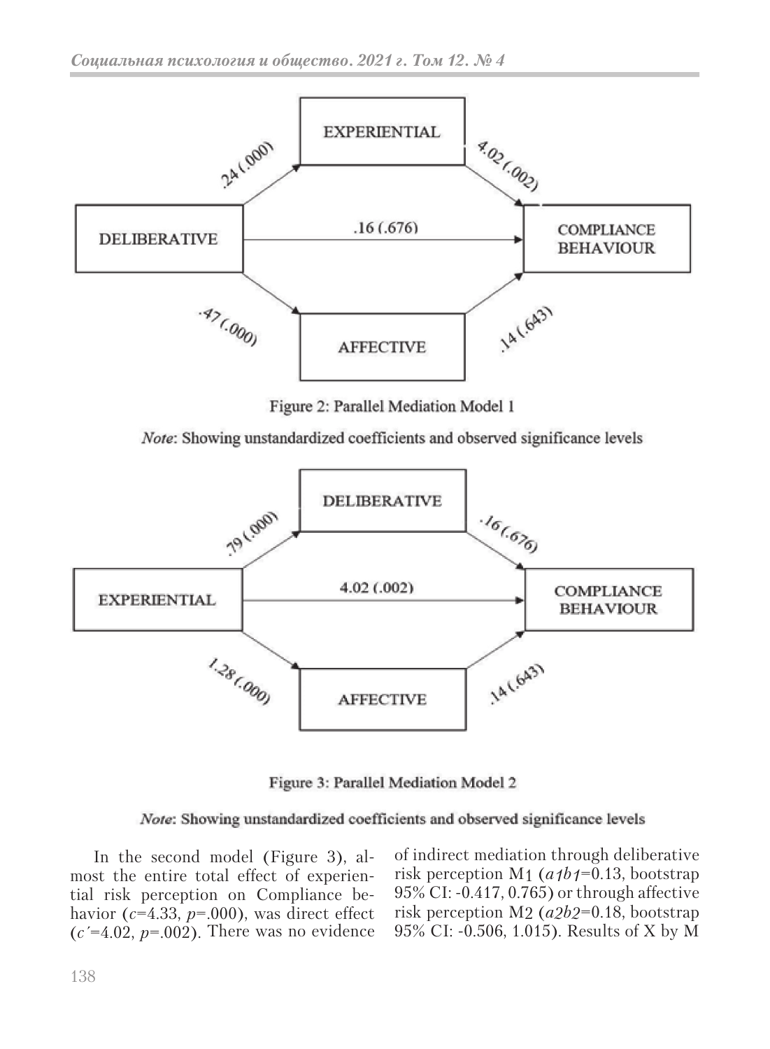Figure 2: Parallel Mediation Model 1

*Note*: Showing unstandardized coefficients and observed significance levels

Figure 3: Parallel Mediation Model 2

*Note*: Showing unstandardized coefficients and observed significance levels

In the second model (Figure 3), almost the entire total effect of experiential risk perception on Compliance behavior ($c$=4.33, $p$=.000), was direct effect ($c'$=4.02, $p$=.002). There was no evidence of indirect mediation through deliberative risk perception $M_1$ ($a_1b_1$=0.13, bootstrap 95% CI: -0.417, 0.765) or through affective risk perception $M_2$ ($a_2b_2$=0.18, bootstrap 95% CI: -0.506, 1.015). Results of X by M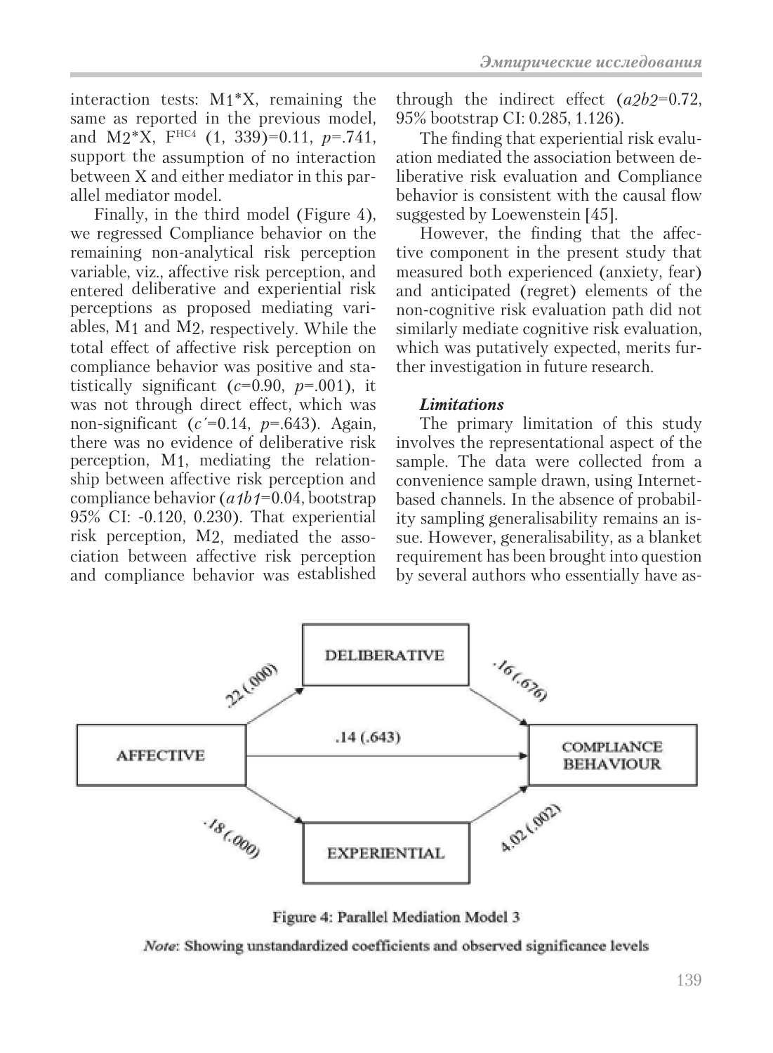interaction tests: M1*X, remaining the same as reported in the previous model, and M2*X, $F^{HC4}$ (1, 339)=0.11, $p$=.741, support the assumption of no interaction between X and either mediator in this parallel mediator model.

Finally, in the third model (Figure 4), we regressed Compliance behavior on the remaining non-analytical risk perception variable, viz., affective risk perception, and entered deliberative and experiential risk perceptions as proposed mediating variables, M1 and M2, respectively. While the total effect of affective risk perception on compliance behavior was positive and statistically significant ($c$=0.90, $p$=.001), it was not through direct effect, which was non-significant ($c'$=0.14, $p$=.643). Again, there was no evidence of deliberative risk perception, M1, mediating the relationship between affective risk perception and compliance behavior ($a_1b_1$=0.04, bootstrap 95% CI: -0.120, 0.230). That experiential risk perception, M2, mediated the association between affective risk perception and compliance behavior was established through the indirect effect ($a_2b_2$=0.72, 95% bootstrap CI: 0.285, 1.126).

The finding that experiential risk evaluation mediated the association between deliberative risk evaluation and Compliance behavior is consistent with the causal flow suggested by Loewenstein [45].

However, the finding that the affective component in the present study that measured both experienced (anxiety, fear) and anticipated (regret) elements of the non-cognitive risk evaluation path did not similarly mediate cognitive risk evaluation, which was putatively expected, merits further investigation in future research.

***Limitations***

The primary limitation of this study involves the representational aspect of the sample. The data were collected from a convenience sample drawn, using Internet-based channels. In the absence of probability sampling generalisability remains an issue. However, generalisability, as a blanket requirement has been brought into question by several authors who essentially have as-

Figure 4: Parallel Mediation Model 3

*Note*: Showing unstandardized coefficients and observed significance levels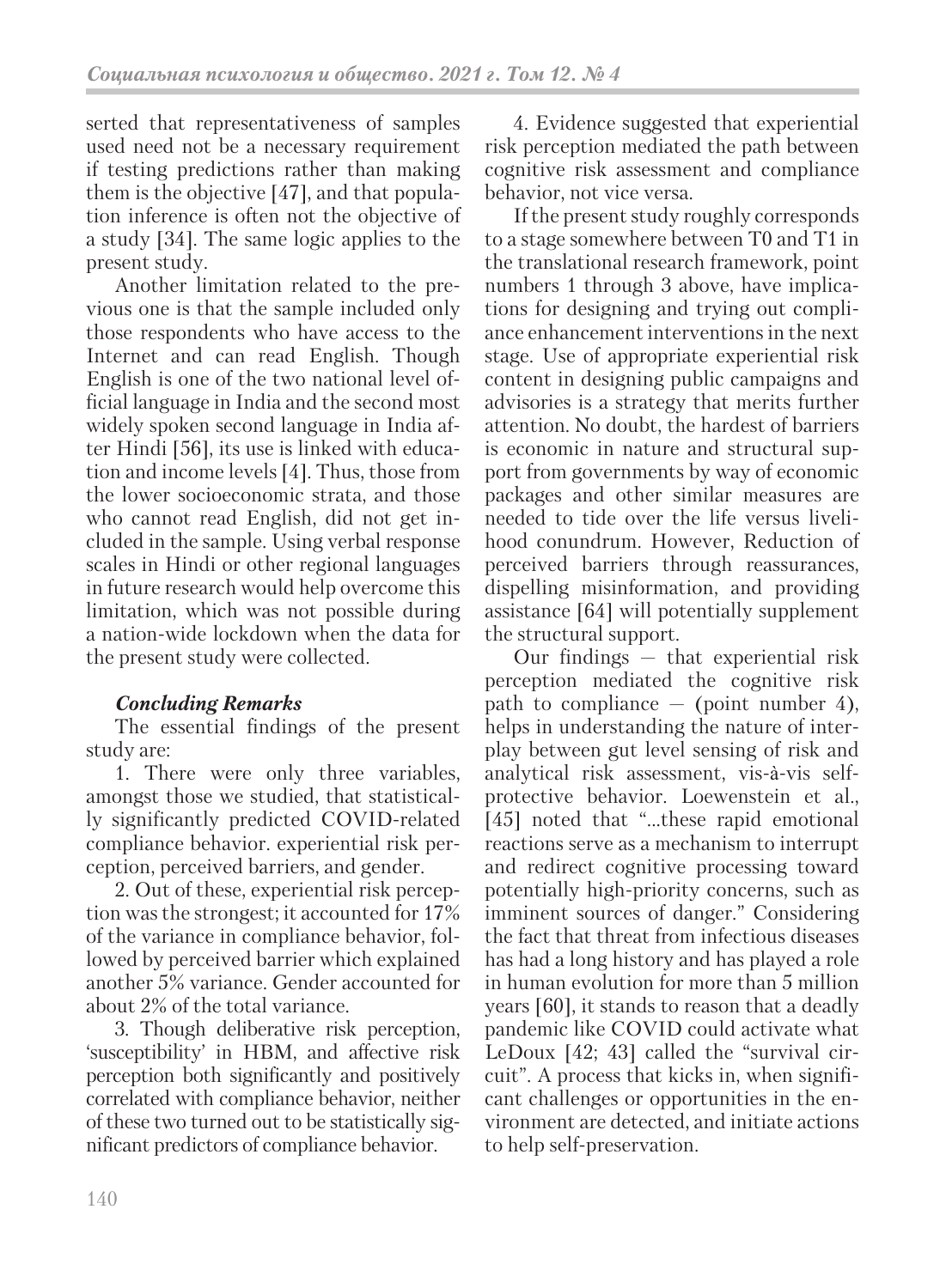serted that representativeness of samples used need not be a necessary requirement if testing predictions rather than making them is the objective [47], and that population inference is often not the objective of a study [34]. The same logic applies to the present study.

Another limitation related to the previous one is that the sample included only those respondents who have access to the Internet and can read English. Though English is one of the two national level official language in India and the second most widely spoken second language in India after Hindi [56], its use is linked with education and income levels [4]. Thus, those from the lower socioeconomic strata, and those who cannot read English, did not get included in the sample. Using verbal response scales in Hindi or other regional languages in future research would help overcome this limitation, which was not possible during a nation-wide lockdown when the data for the present study were collected.

### *Concluding Remarks*

The essential findings of the present study are:

1. There were only three variables, amongst those we studied, that statistically significantly predicted COVID-related compliance behavior. experiential risk perception, perceived barriers, and gender.

2. Out of these, experiential risk perception was the strongest; it accounted for 17% of the variance in compliance behavior, followed by perceived barrier which explained another 5% variance. Gender accounted for about 2% of the total variance.

3. Though deliberative risk perception, 'susceptibility' in HBM, and affective risk perception both significantly and positively correlated with compliance behavior, neither of these two turned out to be statistically significant predictors of compliance behavior.

4. Evidence suggested that experiential risk perception mediated the path between cognitive risk assessment and compliance behavior, not vice versa.

If the present study roughly corresponds to a stage somewhere between T0 and T1 in the translational research framework, point numbers 1 through 3 above, have implications for designing and trying out compliance enhancement interventions in the next stage. Use of appropriate experiential risk content in designing public campaigns and advisories is a strategy that merits further attention. No doubt, the hardest of barriers is economic in nature and structural support from governments by way of economic packages and other similar measures are needed to tide over the life versus livelihood conundrum. However, Reduction of perceived barriers through reassurances, dispelling misinformation, and providing assistance [64] will potentially supplement the structural support.

Our findings — that experiential risk perception mediated the cognitive risk path to compliance — (point number 4), helps in understanding the nature of interplay between gut level sensing of risk and analytical risk assessment, vis-à-vis self-protective behavior. Loewenstein et al., [45] noted that "...these rapid emotional reactions serve as a mechanism to interrupt and redirect cognitive processing toward potentially high-priority concerns, such as imminent sources of danger." Considering the fact that threat from infectious diseases has had a long history and has played a role in human evolution for more than 5 million years [60], it stands to reason that a deadly pandemic like COVID could activate what LeDoux [42; 43] called the "survival circuit". A process that kicks in, when significant challenges or opportunities in the environment are detected, and initiate actions to help self-preservation.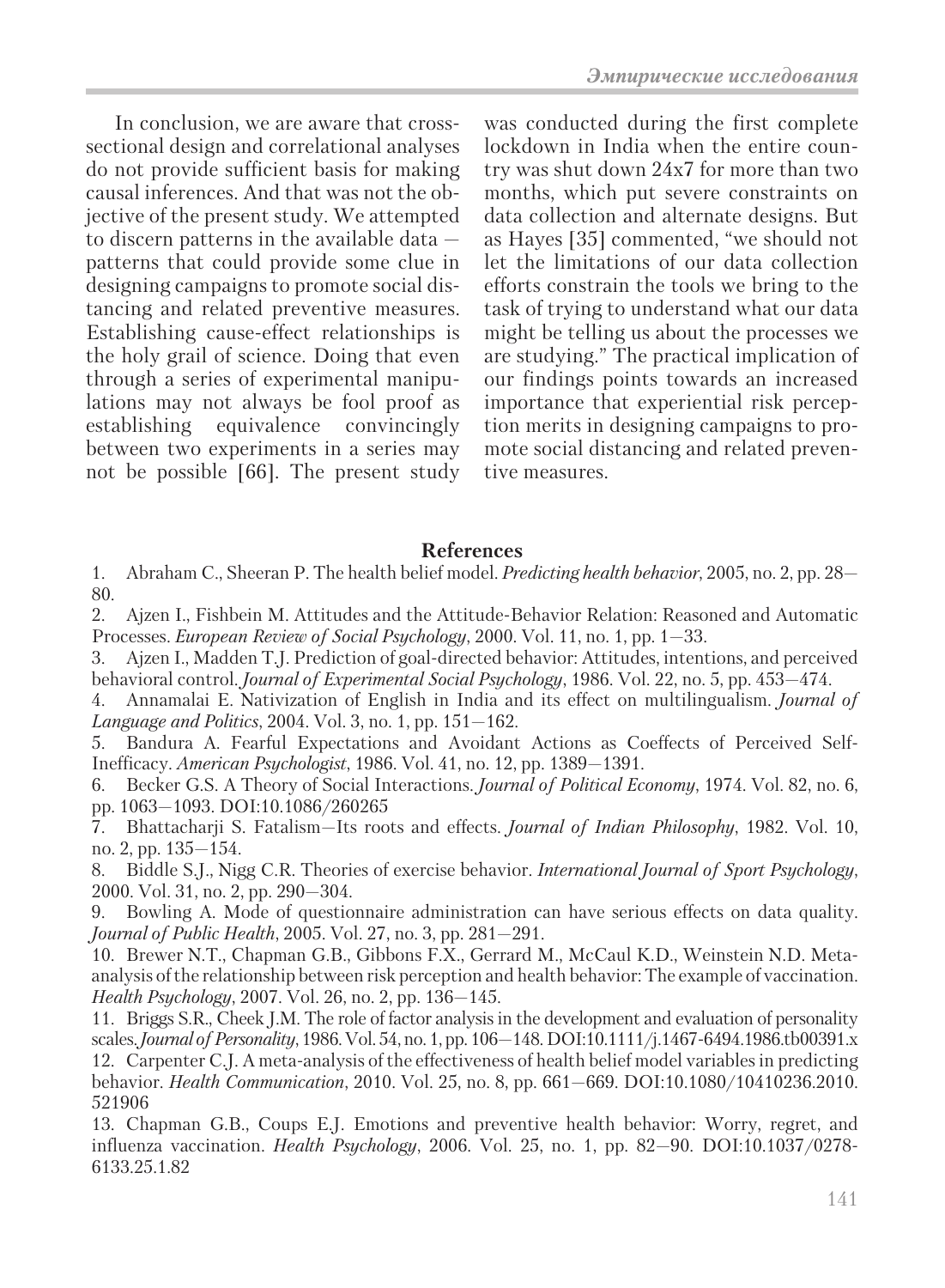In conclusion, we are aware that cross-sectional design and correlational analyses do not provide sufficient basis for making causal inferences. And that was not the objective of the present study. We attempted to discern patterns in the available data — patterns that could provide some clue in designing campaigns to promote social distancing and related preventive measures. Establishing cause-effect relationships is the holy grail of science. Doing that even through a series of experimental manipulations may not always be fool proof as establishing equivalence convincingly between two experiments in a series may not be possible [66]. The present study was conducted during the first complete lockdown in India when the entire country was shut down 24x7 for more than two months, which put severe constraints on data collection and alternate designs. But as Hayes [35] commented, "we should not let the limitations of our data collection efforts constrain the tools we bring to the task of trying to understand what our data might be telling us about the processes we are studying." The practical implication of our findings points towards an increased importance that experiential risk perception merits in designing campaigns to promote social distancing and related preventive measures.

## References

1. Abraham C., Sheeran P. The health belief model. *Predicting health behavior*, 2005, no. 2, pp. 28—80.
2. Ajzen I., Fishbein M. Attitudes and the Attitude-Behavior Relation: Reasoned and Automatic Processes. *European Review of Social Psychology*, 2000. Vol. 11, no. 1, pp. 1—33.
3. Ajzen I., Madden T.J. Prediction of goal-directed behavior: Attitudes, intentions, and perceived behavioral control. *Journal of Experimental Social Psychology*, 1986. Vol. 22, no. 5, pp. 453—474.
4. Annamalai E. Nativization of English in India and its effect on multilingualism. *Journal of Language and Politics*, 2004. Vol. 3, no. 1, pp. 151—162.
5. Bandura A. Fearful Expectations and Avoidant Actions as Coeffects of Perceived Self-Inefficacy. *American Psychologist*, 1986. Vol. 41, no. 12, pp. 1389—1391.
6. Becker G.S. A Theory of Social Interactions. *Journal of Political Economy*, 1974. Vol. 82, no. 6, pp. 1063—1093. DOI:10.1086/260265
7. Bhattacharji S. Fatalism—Its roots and effects. *Journal of Indian Philosophy*, 1982. Vol. 10, no. 2, pp. 135—154.
8. Biddle S.J., Nigg C.R. Theories of exercise behavior. *International Journal of Sport Psychology*, 2000. Vol. 31, no. 2, pp. 290—304.
9. Bowling A. Mode of questionnaire administration can have serious effects on data quality. *Journal of Public Health*, 2005. Vol. 27, no. 3, pp. 281—291.
10. Brewer N.T., Chapman G.B., Gibbons F.X., Gerrard M., McCaul K.D., Weinstein N.D. Meta-analysis of the relationship between risk perception and health behavior: The example of vaccination. *Health Psychology*, 2007. Vol. 26, no. 2, pp. 136—145.
11. Briggs S.R., Cheek J.M. The role of factor analysis in the development and evaluation of personality scales. *Journal of Personality*, 1986. Vol. 54, no. 1, pp. 106—148. DOI:10.1111/j.1467-6494.1986.tb00391.x
12. Carpenter C.J. A meta-analysis of the effectiveness of health belief model variables in predicting behavior. *Health Communication*, 2010. Vol. 25, no. 8, pp. 661—669. DOI:10.1080/10410236.2010.521906
13. Chapman G.B., Coups E.J. Emotions and preventive health behavior: Worry, regret, and influenza vaccination. *Health Psychology*, 2006. Vol. 25, no. 1, pp. 82—90. DOI:10.1037/0278-6133.25.1.82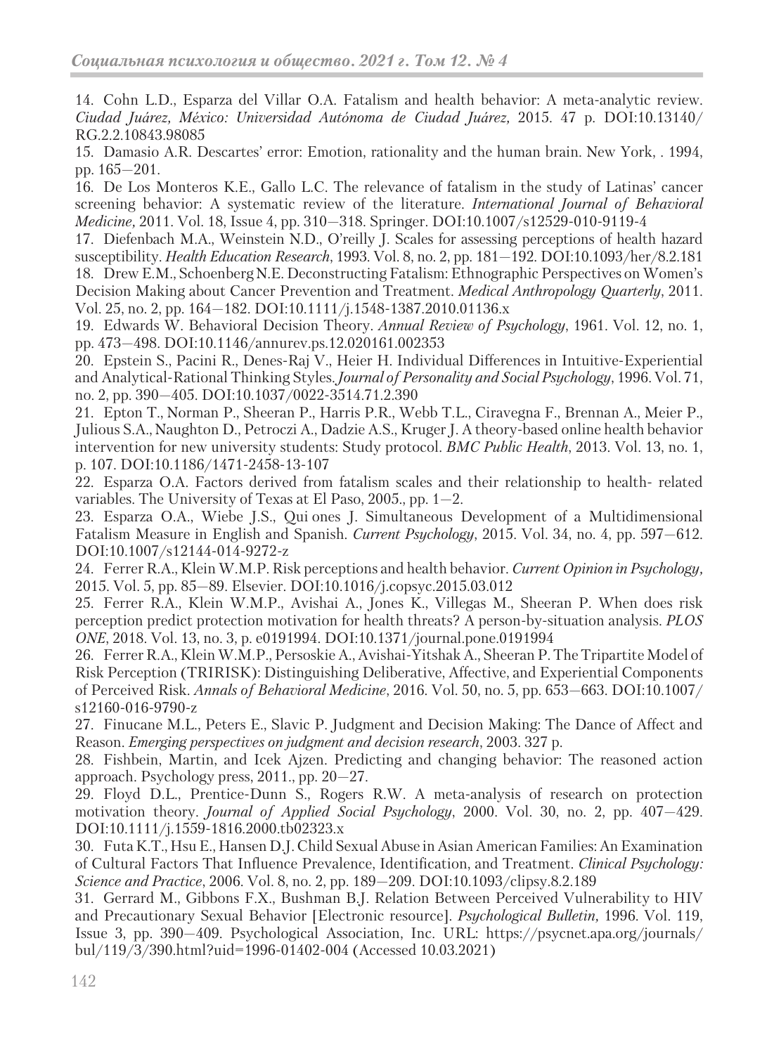14. Cohn L.D., Esparza del Villar O.A. Fatalism and health behavior: A meta-analytic review. *Ciudad Juárez, México: Universidad Autónoma de Ciudad Juárez,* 2015. 47 p. DOI:10.13140/RG.2.2.10843.98085

15. Damasio A.R. Descartes' error: Emotion, rationality and the human brain. New York, . 1994, pp. 165—201.

16. De Los Monteros K.E., Gallo L.C. The relevance of fatalism in the study of Latinas' cancer screening behavior: A systematic review of the literature. *International Journal of Behavioral Medicine,* 2011. Vol. 18, Issue 4, pp. 310—318. Springer. DOI:10.1007/s12529-010-9119-4

17. Diefenbach M.A., Weinstein N.D., O'reilly J. Scales for assessing perceptions of health hazard susceptibility. *Health Education Research*, 1993. Vol. 8, no. 2, pp. 181—192. DOI:10.1093/her/8.2.181

18. Drew E.M., Schoenberg N.E. Deconstructing Fatalism: Ethnographic Perspectives on Women's Decision Making about Cancer Prevention and Treatment. *Medical Anthropology Quarterly*, 2011. Vol. 25, no. 2, pp. 164—182. DOI:10.1111/j.1548-1387.2010.01136.x

19. Edwards W. Behavioral Decision Theory. *Annual Review of Psychology*, 1961. Vol. 12, no. 1, pp. 473—498. DOI:10.1146/annurev.ps.12.020161.002353

20. Epstein S., Pacini R., Denes-Raj V., Heier H. Individual Differences in Intuitive-Experiential and Analytical-Rational Thinking Styles. *Journal of Personality and Social Psychology*, 1996. Vol. 71, no. 2, pp. 390—405. DOI:10.1037/0022-3514.71.2.390

21. Epton T., Norman P., Sheeran P., Harris P.R., Webb T.L., Ciravegna F., Brennan A., Meier P., Julious S.A., Naughton D., Petroczi A., Dadzie A.S., Kruger J. A theory-based online health behavior intervention for new university students: Study protocol. *BMC Public Health*, 2013. Vol. 13, no. 1, p. 107. DOI:10.1186/1471-2458-13-107

22. Esparza O.A. Factors derived from fatalism scales and their relationship to health- related variables. The University of Texas at El Paso, 2005., pp. 1—2.

23. Esparza O.A., Wiebe J.S., Qui ones J. Simultaneous Development of a Multidimensional Fatalism Measure in English and Spanish. *Current Psychology*, 2015. Vol. 34, no. 4, pp. 597—612. DOI:10.1007/s12144-014-9272-z

24. Ferrer R.A., Klein W.M.P. Risk perceptions and health behavior. *Current Opinion in Psychology,* 2015. Vol. 5, pp. 85—89. Elsevier. DOI:10.1016/j.copsyc.2015.03.012

25. Ferrer R.A., Klein W.M.P., Avishai A., Jones K., Villegas M., Sheeran P. When does risk perception predict protection motivation for health threats? A person-by-situation analysis. *PLOS ONE*, 2018. Vol. 13, no. 3, p. e0191994. DOI:10.1371/journal.pone.0191994

26. Ferrer R.A., Klein W.M.P., Persoskie A., Avishai-Yitshak A., Sheeran P. The Tripartite Model of Risk Perception (TRIRISK): Distinguishing Deliberative, Affective, and Experiential Components of Perceived Risk. *Annals of Behavioral Medicine*, 2016. Vol. 50, no. 5, pp. 653—663. DOI:10.1007/s12160-016-9790-z

27. Finucane M.L., Peters E., Slavic P. Judgment and Decision Making: The Dance of Affect and Reason. *Emerging perspectives on judgment and decision research*, 2003. 327 p.

28. Fishbein, Martin, and Icek Ajzen. Predicting and changing behavior: The reasoned action approach. Psychology press, 2011., pp. 20—27.

29. Floyd D.L., Prentice-Dunn S., Rogers R.W. A meta-analysis of research on protection motivation theory. *Journal of Applied Social Psychology*, 2000. Vol. 30, no. 2, pp. 407—429. DOI:10.1111/j.1559-1816.2000.tb02323.x

30. Futa K.T., Hsu E., Hansen D.J. Child Sexual Abuse in Asian American Families: An Examination of Cultural Factors That Influence Prevalence, Identification, and Treatment. *Clinical Psychology: Science and Practice*, 2006. Vol. 8, no. 2, pp. 189—209. DOI:10.1093/clipsy.8.2.189

31. Gerrard M., Gibbons F.X., Bushman B.J. Relation Between Perceived Vulnerability to HIV and Precautionary Sexual Behavior [Electronic resource]. *Psychological Bulletin,* 1996. Vol. 119, Issue 3, pp. 390—409. Psychological Association, Inc. URL: https://psycnet.apa.org/journals/bul/119/3/390.html?uid=1996-01402-004 (Accessed 10.03.2021)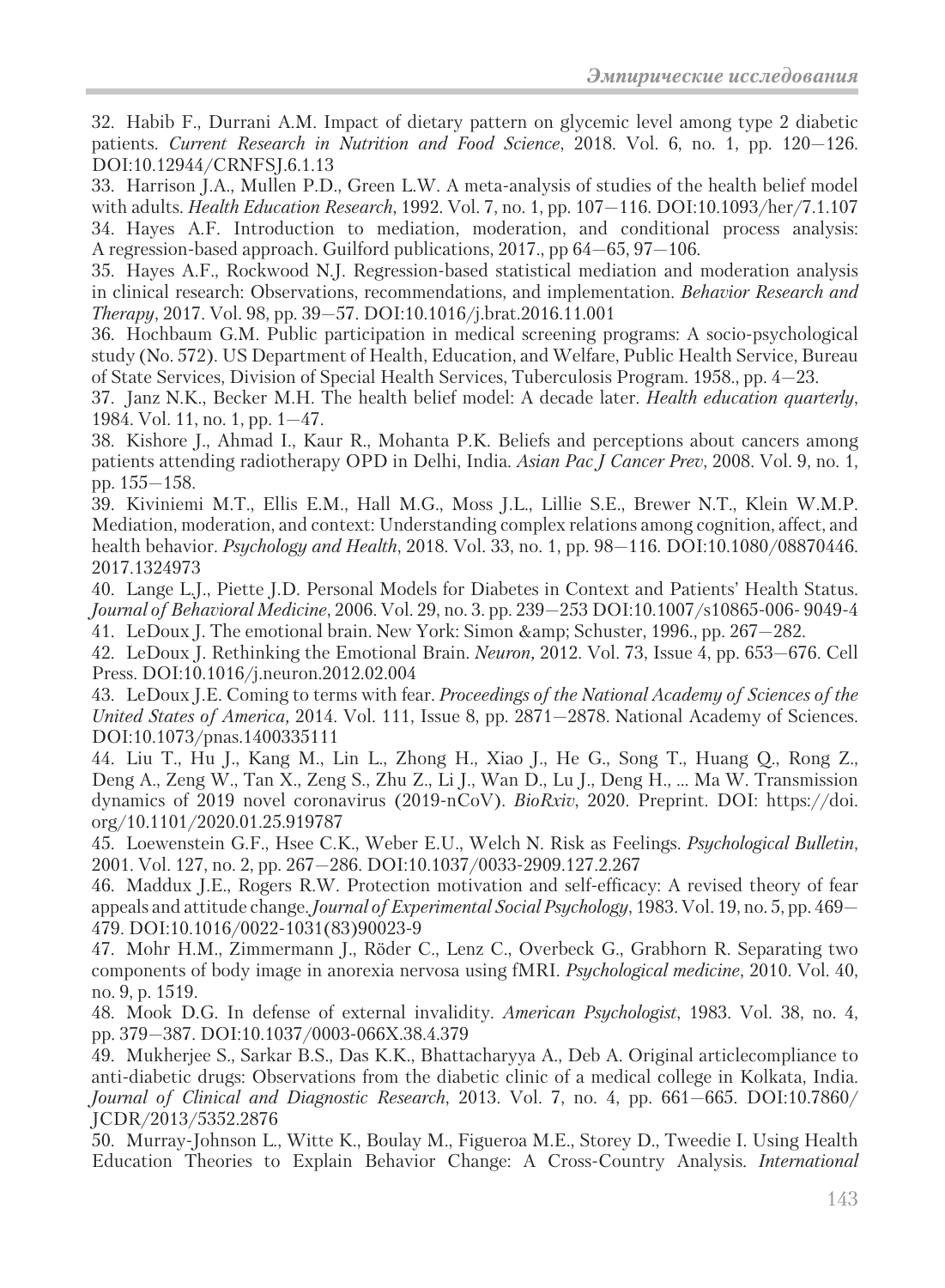32. Habib F., Durrani A.M. Impact of dietary pattern on glycemic level among type 2 diabetic patients. *Current Research in Nutrition and Food Science*, 2018. Vol. 6, no. 1, pp. 120—126. DOI:10.12944/CRNFSJ.6.1.13

33. Harrison J.A., Mullen P.D., Green L.W. A meta-analysis of studies of the health belief model with adults. *Health Education Research*, 1992. Vol. 7, no. 1, pp. 107—116. DOI:10.1093/her/7.1.107

34. Hayes A.F. Introduction to mediation, moderation, and conditional process analysis: A regression-based approach. Guilford publications, 2017., pp 64—65, 97—106.

35. Hayes A.F., Rockwood N.J. Regression-based statistical mediation and moderation analysis in clinical research: Observations, recommendations, and implementation. *Behavior Research and Therapy*, 2017. Vol. 98, pp. 39—57. DOI:10.1016/j.brat.2016.11.001

36. Hochbaum G.M. Public participation in medical screening programs: A socio-psychological study (No. 572). US Department of Health, Education, and Welfare, Public Health Service, Bureau of State Services, Division of Special Health Services, Tuberculosis Program. 1958., pp. 4—23.

37. Janz N.K., Becker M.H. The health belief model: A decade later. *Health education quarterly*, 1984. Vol. 11, no. 1, pp. 1—47.

38. Kishore J., Ahmad I., Kaur R., Mohanta P.K. Beliefs and perceptions about cancers among patients attending radiotherapy OPD in Delhi, India. *Asian Pac J Cancer Prev*, 2008. Vol. 9, no. 1, pp. 155—158.

39. Kiviniemi M.T., Ellis E.M., Hall M.G., Moss J.L., Lillie S.E., Brewer N.T., Klein W.M.P. Mediation, moderation, and context: Understanding complex relations among cognition, affect, and health behavior. *Psychology and Health*, 2018. Vol. 33, no. 1, pp. 98—116. DOI:10.1080/08870446.2017.1324973

40. Lange L.J., Piette J.D. Personal Models for Diabetes in Context and Patients' Health Status. *Journal of Behavioral Medicine*, 2006. Vol. 29, no. 3. pp. 239—253 DOI:10.1007/s10865-006- 9049-4

41. LeDoux J. The emotional brain. New York: Simon &amp; Schuster, 1996., pp. 267—282.

42. LeDoux J. Rethinking the Emotional Brain. *Neuron,* 2012. Vol. 73, Issue 4, pp. 653—676. Cell Press. DOI:10.1016/j.neuron.2012.02.004

43. LeDoux J.E. Coming to terms with fear. *Proceedings of the National Academy of Sciences of the United States of America*, 2014. Vol. 111, Issue 8, pp. 2871—2878. National Academy of Sciences. DOI:10.1073/pnas.1400335111

44. Liu T., Hu J., Kang M., Lin L., Zhong H., Xiao J., He G., Song T., Huang Q., Rong Z., Deng A., Zeng W., Tan X., Zeng S., Zhu Z., Li J., Wan D., Lu J., Deng H., ... Ma W. Transmission dynamics of 2019 novel coronavirus (2019-nCoV). *BioRxiv*, 2020. Preprint. DOI: https://doi.org/10.1101/2020.01.25.919787

45. Loewenstein G.F., Hsee C.K., Weber E.U., Welch N. Risk as Feelings. *Psychological Bulletin*, 2001. Vol. 127, no. 2, pp. 267—286. DOI:10.1037/0033-2909.127.2.267

46. Maddux J.E., Rogers R.W. Protection motivation and self-efficacy: A revised theory of fear appeals and attitude change. *Journal of Experimental Social Psychology*, 1983. Vol. 19, no. 5, pp. 469—479. DOI:10.1016/0022-1031(83)90023-9

47. Mohr H.M., Zimmermann J., Röder C., Lenz C., Overbeck G., Grabhorn R. Separating two components of body image in anorexia nervosa using fMRI. *Psychological medicine*, 2010. Vol. 40, no. 9, p. 1519.

48. Mook D.G. In defense of external invalidity. *American Psychologist*, 1983. Vol. 38, no. 4, pp. 379—387. DOI:10.1037/0003-066X.38.4.379

49. Mukherjee S., Sarkar B.S., Das K.K., Bhattacharyya A., Deb A. Original articlecompliance to anti-diabetic drugs: Observations from the diabetic clinic of a medical college in Kolkata, India. *Journal of Clinical and Diagnostic Research*, 2013. Vol. 7, no. 4, pp. 661—665. DOI:10.7860/JCDR/2013/5352.2876

50. Murray-Johnson L., Witte K., Boulay M., Figueroa M.E., Storey D., Tweedie I. Using Health Education Theories to Explain Behavior Change: A Cross-Country Analysis. *International*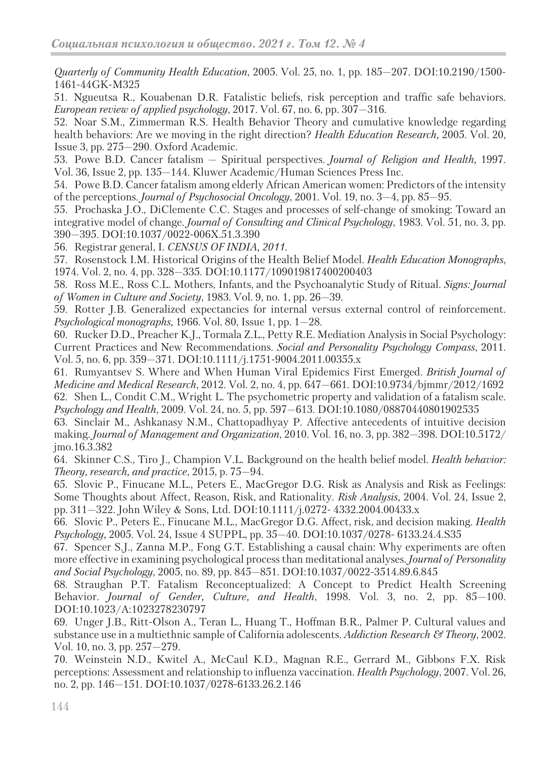*Quarterly of Community Health Education*, 2005. Vol. 25, no. 1, pp. 185—207. DOI:10.2190/1500-1461-44GK-M325

51. Ngueutsa R., Kouabenan D.R. Fatalistic beliefs, risk perception and traffic safe behaviors. *European review of applied psychology*, 2017. Vol. 67, no. 6, pp. 307—316.

52. Noar S.M., Zimmerman R.S. Health Behavior Theory and cumulative knowledge regarding health behaviors: Are we moving in the right direction? *Health Education Research,* 2005. Vol. 20, Issue 3, pp. 275—290. Oxford Academic.

53. Powe B.D. Cancer fatalism — Spiritual perspectives. *Journal of Religion and Health,* 1997. Vol. 36, Issue 2, pp. 135—144. Kluwer Academic/Human Sciences Press Inc.

54. Powe B.D. Cancer fatalism among elderly African American women: Predictors of the intensity of the perceptions. *Journal of Psychosocial Oncology*, 2001. Vol. 19, no. 3—4, pp. 85—95.

55. Prochaska J.O., DiClemente C.C. Stages and processes of self-change of smoking: Toward an integrative model of change. *Journal of Consulting and Clinical Psychology*, 1983. Vol. 51, no. 3, pp. 390—395. DOI:10.1037/0022-006X.51.3.390

56. Registrar general, I. *CENSUS OF INDIA, 2011*.

57. Rosenstock I.M. Historical Origins of the Health Belief Model. *Health Education Monographs*, 1974. Vol. 2, no. 4, pp. 328—335. DOI:10.1177/109019817400200403

58. Ross M.E., Ross C.L. Mothers, Infants, and the Psychoanalytic Study of Ritual. *Signs: Journal of Women in Culture and Society*, 1983. Vol. 9, no. 1, pp. 26—39.

59. Rotter J.B. Generalized expectancies for internal versus external control of reinforcement. *Psychological monographs,* 1966. Vol. 80, Issue 1, pp. 1—28.

60. Rucker D.D., Preacher K.J., Tormala Z.L., Petty R.E. Mediation Analysis in Social Psychology: Current Practices and New Recommendations. *Social and Personality Psychology Compass*, 2011. Vol. 5, no. 6, pp. 359—371. DOI:10.1111/j.1751-9004.2011.00355.x

61. Rumyantsev S. Where and When Human Viral Epidemics First Emerged. *British Journal of Medicine and Medical Research*, 2012. Vol. 2, no. 4, pp. 647—661. DOI:10.9734/bjmmr/2012/1692

62. Shen L., Condit C.M., Wright L. The psychometric property and validation of a fatalism scale. *Psychology and Health*, 2009. Vol. 24, no. 5, pp. 597—613. DOI:10.1080/08870440801902535

63. Sinclair M., Ashkanasy N.M., Chattopadhyay P. Affective antecedents of intuitive decision making. *Journal of Management and Organization*, 2010. Vol. 16, no. 3, pp. 382—398. DOI:10.5172/jmo.16.3.382

64. Skinner C.S., Tiro J., Champion V.L. Background on the health belief model. *Health behavior: Theory, research, and practice*, 2015, p. 75—94.

65. Slovic P., Finucane M.L., Peters E., MacGregor D.G. Risk as Analysis and Risk as Feelings: Some Thoughts about Affect, Reason, Risk, and Rationality. *Risk Analysis,* 2004. Vol. 24, Issue 2, pp. 311—322. John Wiley & Sons, Ltd. DOI:10.1111/j.0272- 4332.2004.00433.x

66. Slovic P., Peters E., Finucane M.L., MacGregor D.G. Affect, risk, and decision making. *Health Psychology,* 2005. Vol. 24, Issue 4 SUPPL, pp. 35—40. DOI:10.1037/0278- 6133.24.4.S35

67. Spencer S.J., Zanna M.P., Fong G.T. Establishing a causal chain: Why experiments are often more effective in examining psychological process than meditational analyses. *Journal of Personality and Social Psychology*, 2005, no. 89, pp. 845—851. DOI:10.1037/0022-3514.89.6.845

68. Straughan P.T. Fatalism Reconceptualized: A Concept to Predict Health Screening Behavior. *Journal of Gender, Culture, and Health*, 1998. Vol. 3, no. 2, pp. 85—100. DOI:10.1023/A:1023278230797

69. Unger J.B., Ritt-Olson A., Teran L., Huang T., Hoffman B.R., Palmer P. Cultural values and substance use in a multiethnic sample of California adolescents. *Addiction Research & Theory*, 2002. Vol. 10, no. 3, pp. 257—279.

70. Weinstein N.D., Kwitel A., McCaul K.D., Magnan R.E., Gerrard M., Gibbons F.X. Risk perceptions: Assessment and relationship to influenza vaccination. *Health Psychology*, 2007. Vol. 26, no. 2, pp. 146—151. DOI:10.1037/0278-6133.26.2.146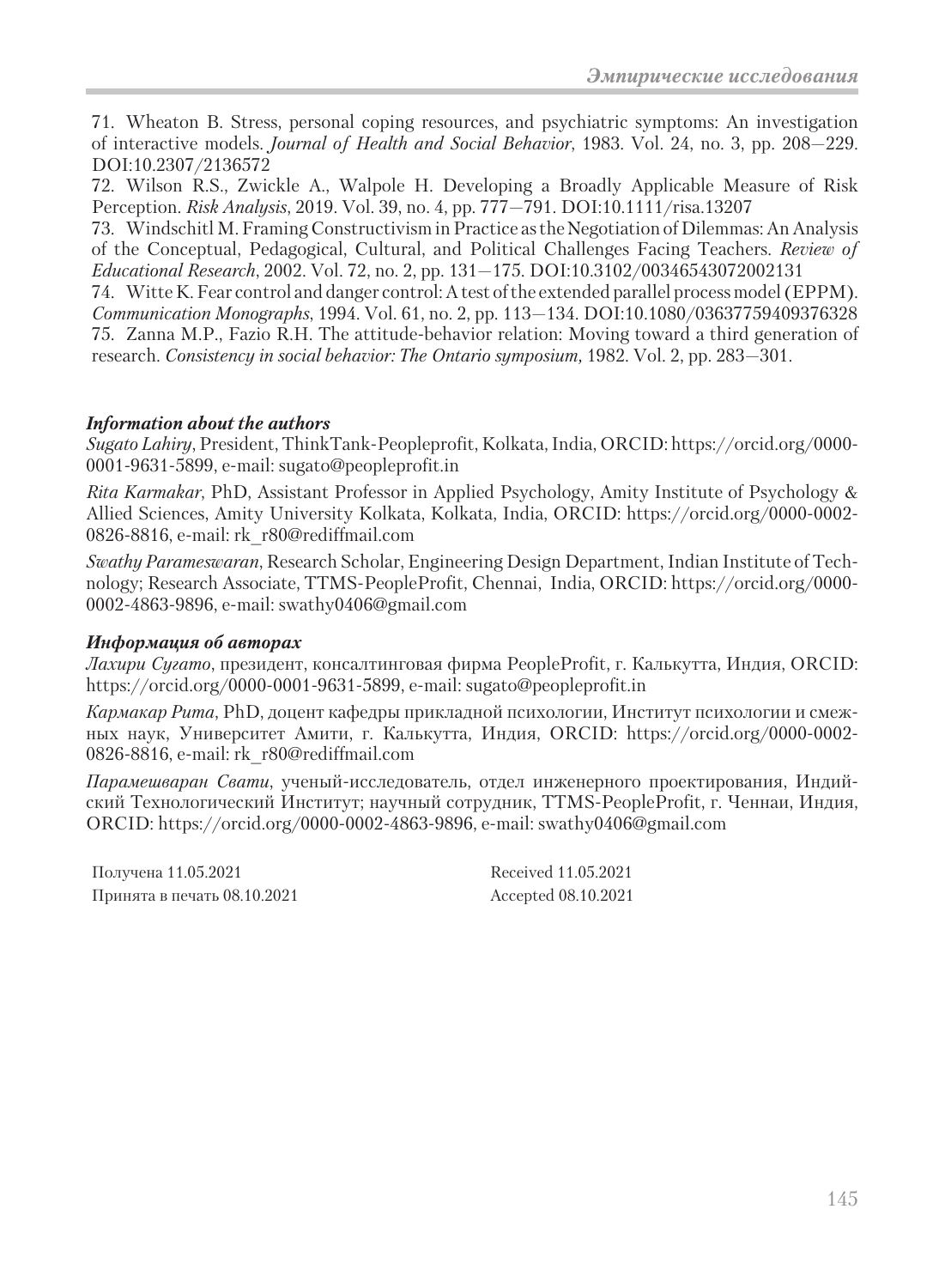71. Wheaton B. Stress, personal coping resources, and psychiatric symptoms: An investigation of interactive models. *Journal of Health and Social Behavior*, 1983. Vol. 24, no. 3, pp. 208—229. DOI:10.2307/2136572

72. Wilson R.S., Zwickle A., Walpole H. Developing a Broadly Applicable Measure of Risk Perception. *Risk Analysis*, 2019. Vol. 39, no. 4, pp. 777—791. DOI:10.1111/risa.13207

73. Windschitl M. Framing Constructivism in Practice as the Negotiation of Dilemmas: An Analysis of the Conceptual, Pedagogical, Cultural, and Political Challenges Facing Teachers. *Review of Educational Research*, 2002. Vol. 72, no. 2, pp. 131—175. DOI:10.3102/00346543072002131

74. Witte K. Fear control and danger control: A test of the extended parallel process model (EPPM). *Communication Monographs*, 1994. Vol. 61, no. 2, pp. 113—134. DOI:10.1080/03637759409376328

75. Zanna M.P., Fazio R.H. The attitude-behavior relation: Moving toward a third generation of research. *Consistency in social behavior: The Ontario symposium,* 1982. Vol. 2, pp. 283—301.

### *Information about the authors*

*Sugato Lahiry*, President, ThinkTank-Peopleprofit, Kolkata, India, ORCID: https://orcid.org/0000-0001-9631-5899, e-mail: sugato@peopleprofit.in

*Rita Karmakar*, PhD, Assistant Professor in Applied Psychology, Amity Institute of Psychology & Allied Sciences, Amity University Kolkata, Kolkata, India, ORCID: https://orcid.org/0000-0002-0826-8816, e-mail: rk_r80@rediffmail.com

*Swathy Parameswaran*, Research Scholar, Engineering Design Department, Indian Institute of Technology; Research Associate, TTMS-PeopleProfit, Chennai, India, ORCID: https://orcid.org/0000-0002-4863-9896, e-mail: swathy0406@gmail.com

### *Информация об авторах*

*Лахири Сугато*, президент, консалтинговая фирма PeopleProfit, г. Калькутта, Индия, ORCID: https://orcid.org/0000-0001-9631-5899, e-mail: sugato@peopleprofit.in

*Кармакар Рита*, PhD, доцент кафедры прикладной психологии, Институт психологии и смежных наук, Университет Амити, г. Калькутта, Индия, ORCID: https://orcid.org/0000-0002-0826-8816, e-mail: rk_r80@rediffmail.com

*Парамешваран Свати*, ученый-исследователь, отдел инженерного проектирования, Индийский Технологический Институт; научный сотрудник, TTMS-PeopleProfit, г. Ченнаи, Индия, ORCID: https://orcid.org/0000-0002-4863-9896, e-mail: swathy0406@gmail.com

Получена 11.05.2021
Принята в печать 08.10.2021

Received 11.05.2021
Accepted 08.10.2021